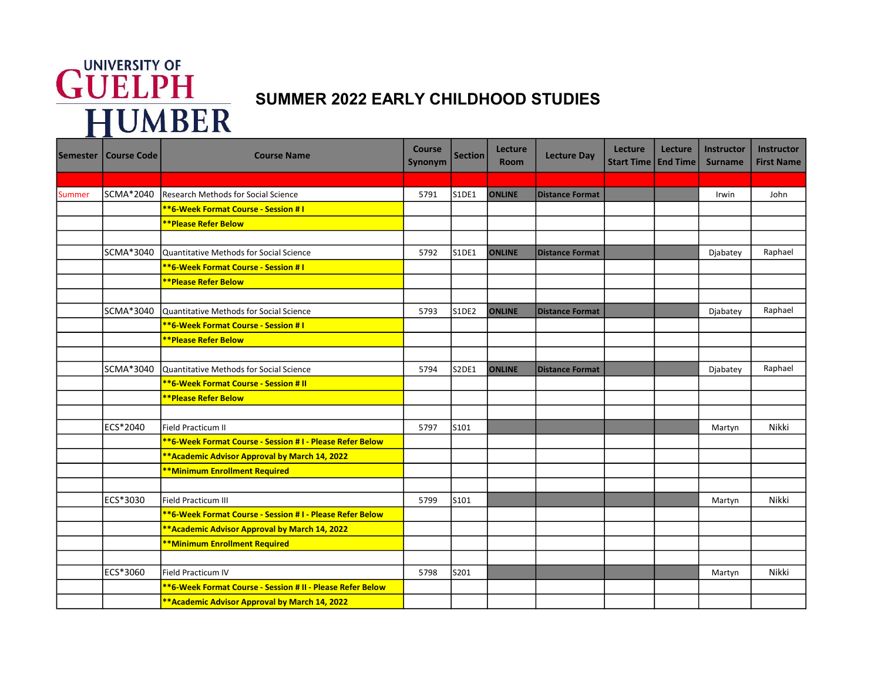UNIVERSITY OF GUELPH HUMBER

# SUMMER 2022 EARLY CHILDHOOD STUDIES

| Semester | Course Code | Course Name | Course Synonym | Section | Lecture Room | Lecture Day | Lecture Start Time | Lecture End Time | Instructor Surname | Instructor First Name |
|---|---|---|---|---|---|---|---|---|---|---|
| | | | | | | | | | | |
| Summer | SCMA*2040 | Research Methods for Social Science | 5791 | S1DE1 | **ONLINE** | **Distance Format** | | | Irwin | John |
| | | **\*\*6-Week Format Course - Session # I** | | | | | | | | |
| | | **\*\*Please Refer Below** | | | | | | | | |
| | | | | | | | | | | |
| | SCMA*3040 | Quantitative Methods for Social Science | 5792 | S1DE1 | **ONLINE** | **Distance Format** | | | Djabatey | Raphael |
| | | **\*\*6-Week Format Course - Session # I** | | | | | | | | |
| | | **\*\*Please Refer Below** | | | | | | | | |
| | | | | | | | | | | |
| | SCMA*3040 | Quantitative Methods for Social Science | 5793 | S1DE2 | **ONLINE** | **Distance Format** | | | Djabatey | Raphael |
| | | **\*\*6-Week Format Course - Session # I** | | | | | | | | |
| | | **\*\*Please Refer Below** | | | | | | | | |
| | | | | | | | | | | |
| | SCMA*3040 | Quantitative Methods for Social Science | 5794 | S2DE1 | **ONLINE** | **Distance Format** | | | Djabatey | Raphael |
| | | **\*\*6-Week Format Course - Session # II** | | | | | | | | |
| | | **\*\*Please Refer Below** | | | | | | | | |
| | | | | | | | | | | |
| | ECS*2040 | Field Practicum II | 5797 | S101 | | | | | Martyn | Nikki |
| | | **\*\*6-Week Format Course - Session # I - Please Refer Below** | | | | | | | | |
| | | **\*\*Academic Advisor Approval by March 14, 2022** | | | | | | | | |
| | | **\*\*Minimum Enrollment Required** | | | | | | | | |
| | | | | | | | | | | |
| | ECS*3030 | Field Practicum III | 5799 | S101 | | | | | Martyn | Nikki |
| | | **\*\*6-Week Format Course - Session # I - Please Refer Below** | | | | | | | | |
| | | **\*\*Academic Advisor Approval by March 14, 2022** | | | | | | | | |
| | | **\*\*Minimum Enrollment Required** | | | | | | | | |
| | | | | | | | | | | |
| | ECS*3060 | Field Practicum IV | 5798 | S201 | | | | | Martyn | Nikki |
| | | **\*\*6-Week Format Course - Session # II - Please Refer Below** | | | | | | | | |
| | | **\*\*Academic Advisor Approval by March 14, 2022** | | | | | | | | |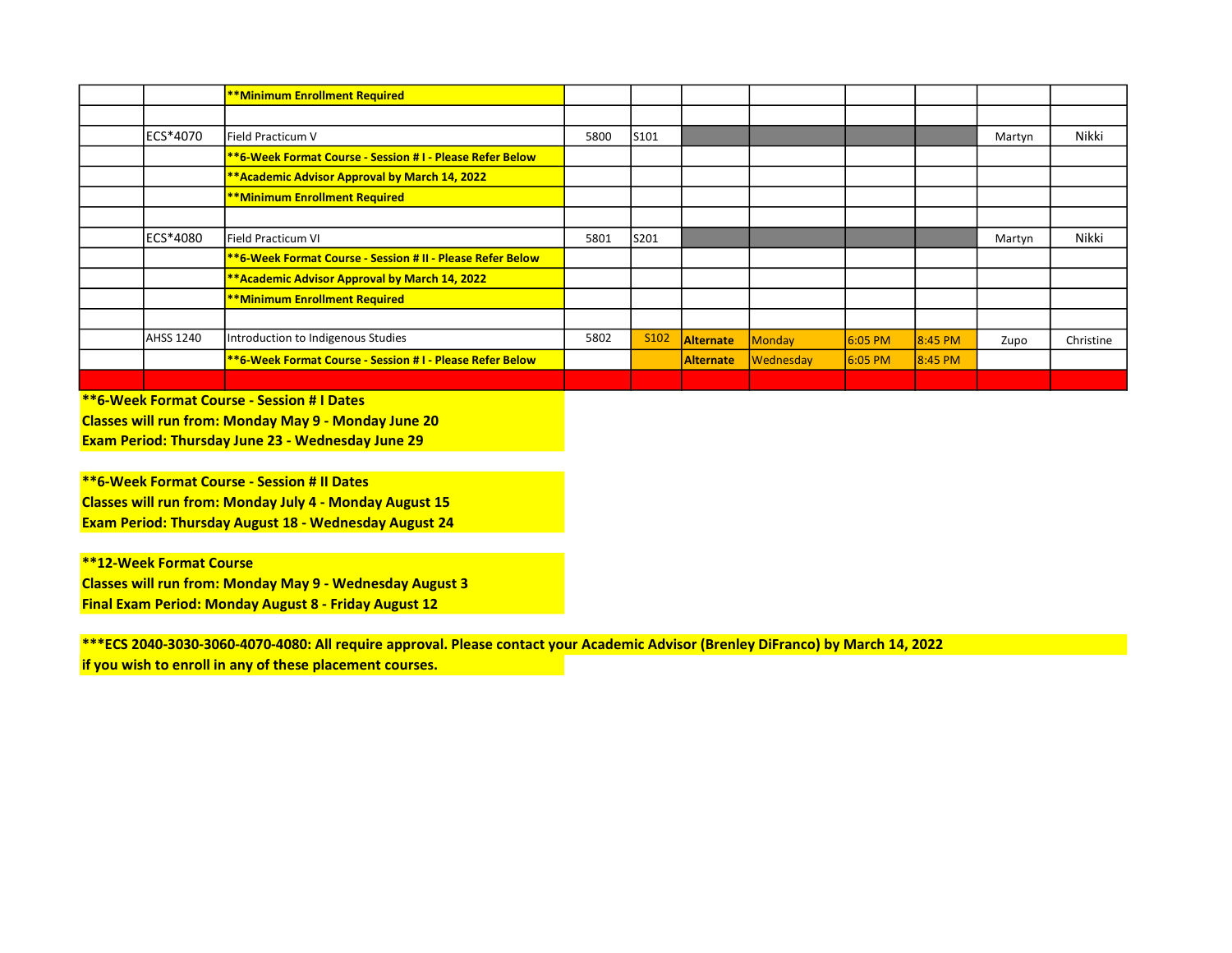| | | | | | | | | | | |
|---|---|---|---|---|---|---|---|---|---|---|
| | | **Minimum Enrollment Required | | | | | | | | |
| | | | | | | | | | | |
| | ECS*4070 | Field Practicum V | 5800 | S101 | | | | | Martyn | Nikki |
| | | **6-Week Format Course - Session # I - Please Refer Below | | | | | | | | |
| | | **Academic Advisor Approval by March 14, 2022 | | | | | | | | |
| | | **Minimum Enrollment Required | | | | | | | | |
| | | | | | | | | | | |
| | ECS*4080 | Field Practicum VI | 5801 | S201 | | | | | Martyn | Nikki |
| | | **6-Week Format Course - Session # II - Please Refer Below | | | | | | | | |
| | | **Academic Advisor Approval by March 14, 2022 | | | | | | | | |
| | | **Minimum Enrollment Required | | | | | | | | |
| | | | | | | | | | | |
| | AHSS 1240 | Introduction to Indigenous Studies | 5802 | S102 | Alternate | Monday | 6:05 PM | 8:45 PM | Zupo | Christine |
| | | **6-Week Format Course - Session # I - Please Refer Below | | | Alternate | Wednesday | 6:05 PM | 8:45 PM | | |

**6-Week Format Course - Session # I Dates
Classes will run from: Monday May 9 - Monday June 20
Exam Period: Thursday June 23 - Wednesday June 29

**6-Week Format Course - Session # II Dates
Classes will run from: Monday July 4 - Monday August 15
Exam Period: Thursday August 18 - Wednesday August 24

**12-Week Format Course
Classes will run from: Monday May 9 - Wednesday August 3
Final Exam Period: Monday August 8 - Friday August 12

***ECS 2040-3030-3060-4070-4080: All require approval. Please contact your Academic Advisor (Brenley DiFranco) by March 14, 2022
if you wish to enroll in any of these placement courses.